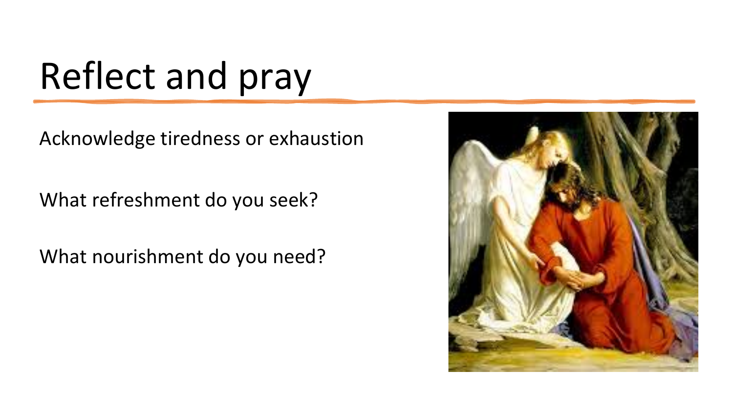# Reflect and pray

Acknowledge tiredness or exhaustion

What refreshment do you seek?

What nourishment do you need?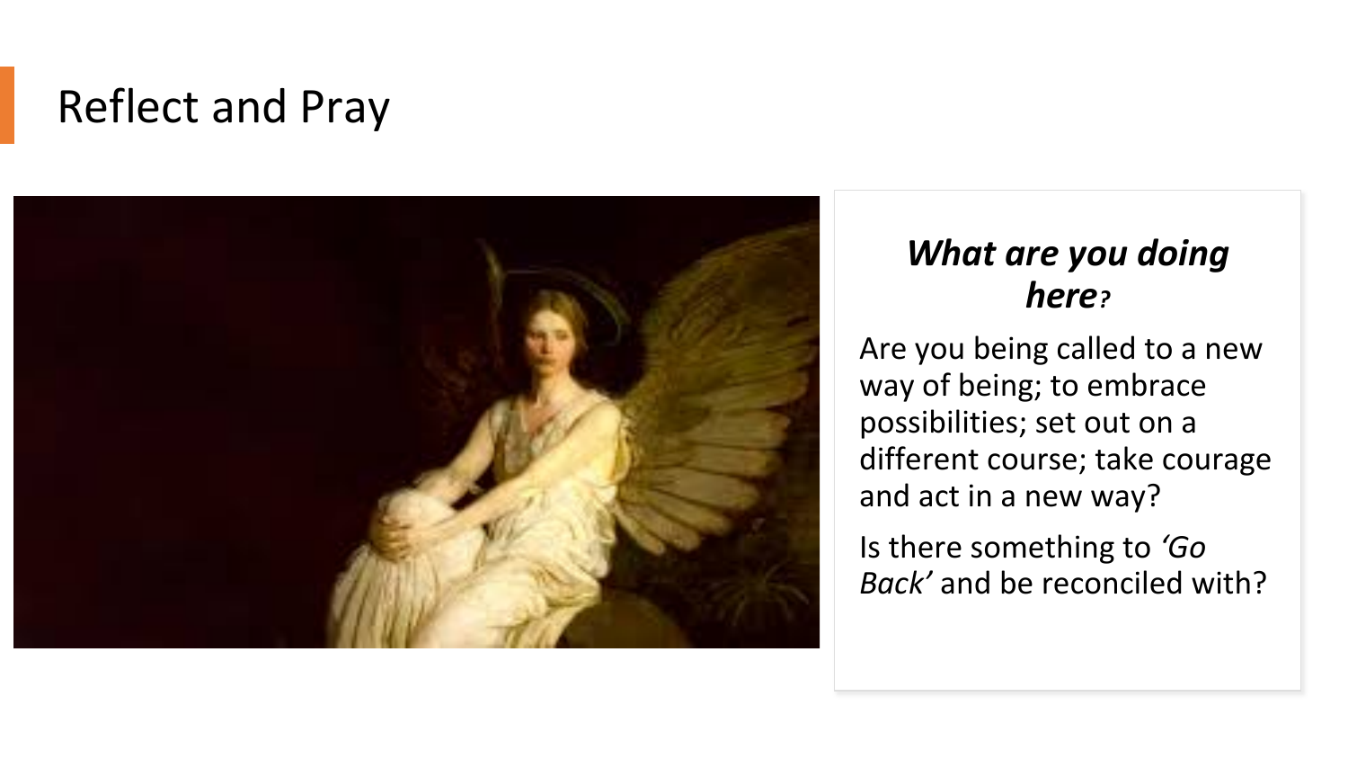# Reflect and Pray

***What are you doing here?***

Are you being called to a new way of being; to embrace possibilities; set out on a different course; take courage and act in a new way?

Is there something to *'Go Back'* and be reconciled with?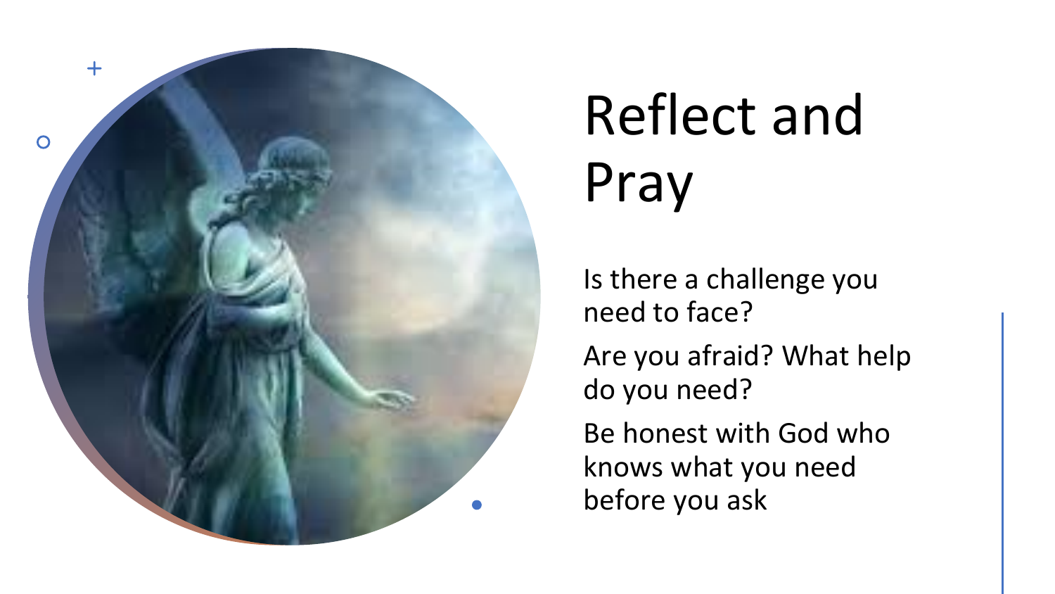# Reflect and Pray

Is there a challenge you need to face?

Are you afraid? What help do you need?

Be honest with God who knows what you need before you ask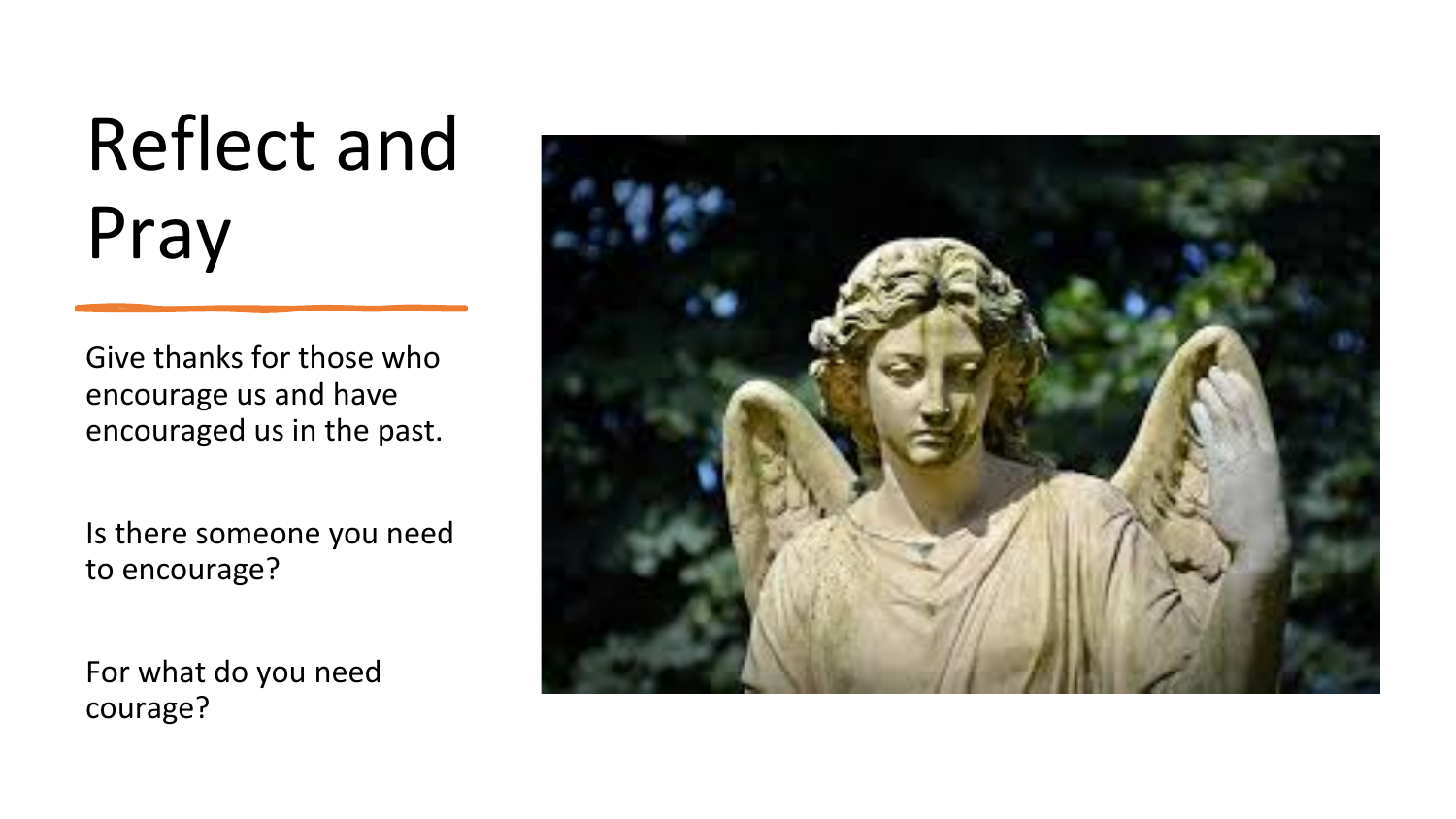# Reflect and Pray

Give thanks for those who encourage us and have encouraged us in the past.

Is there someone you need to encourage?

For what do you need courage?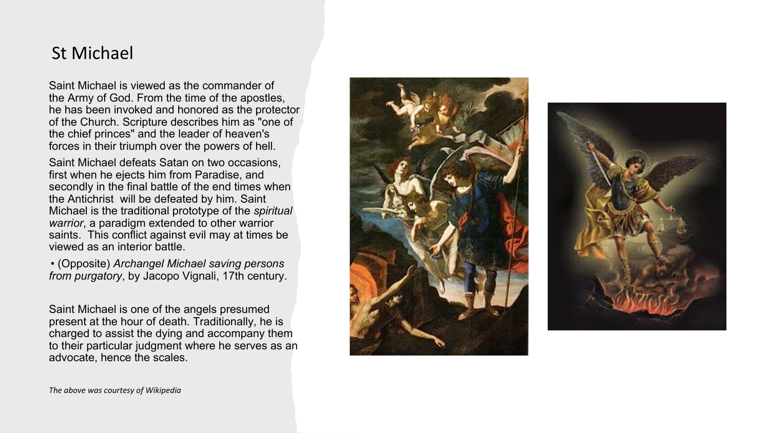# St Michael

Saint Michael is viewed as the commander of the Army of God. From the time of the apostles, he has been invoked and honored as the protector of the Church. Scripture describes him as "one of the chief princes" and the leader of heaven's forces in their triumph over the powers of hell.

Saint Michael defeats Satan on two occasions, first when he ejects him from Paradise, and secondly in the final battle of the end times when the Antichrist will be defeated by him. Saint Michael is the traditional prototype of the *spiritual warrior*, a paradigm extended to other warrior saints. This conflict against evil may at times be viewed as an interior battle.

- (Opposite) *Archangel Michael saving persons from purgatory*, by Jacopo Vignali, 17th century.

Saint Michael is one of the angels presumed present at the hour of death. Traditionally, he is charged to assist the dying and accompany them to their particular judgment where he serves as an advocate, hence the scales.

*The above was courtesy of Wikipedia*